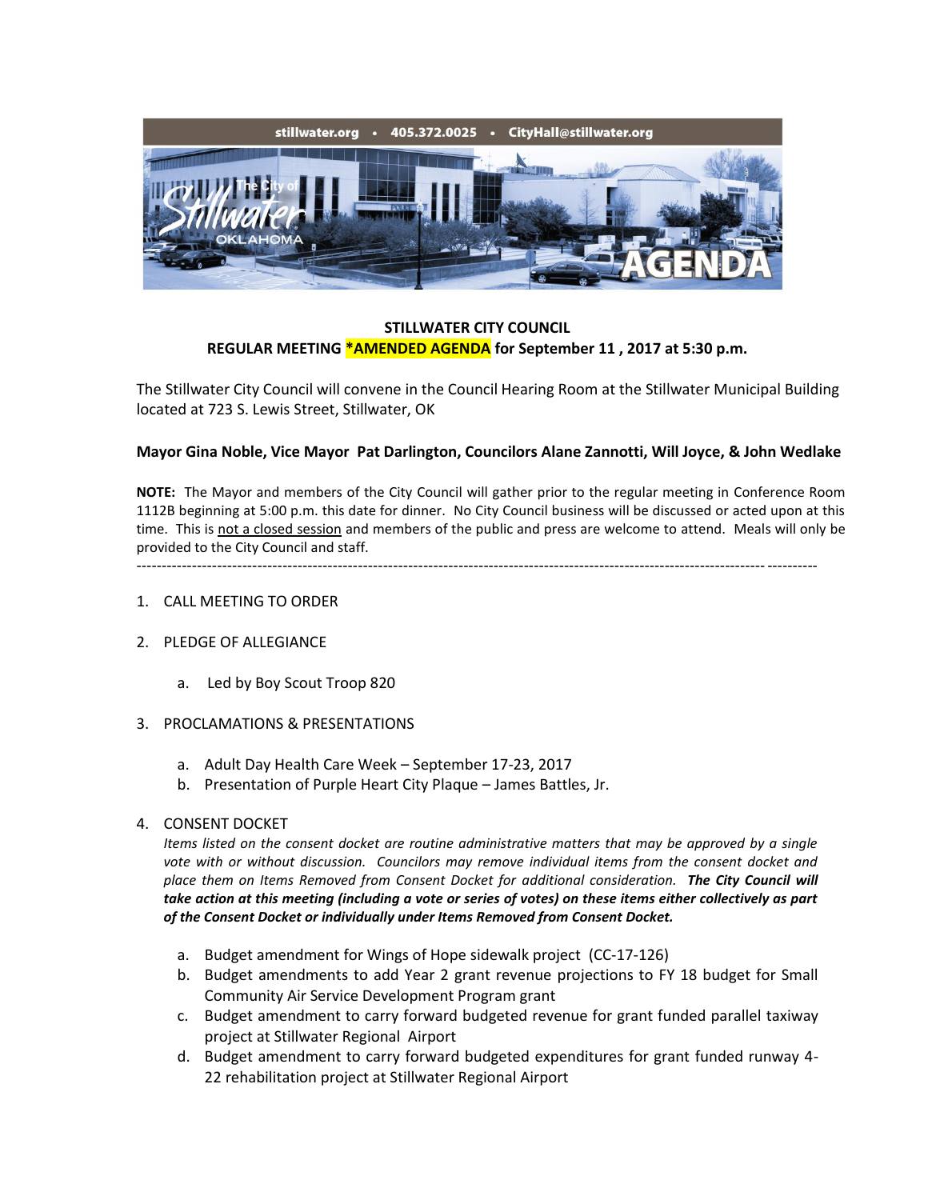stillwater.org • 405.372.0025 • CityHall@stillwater.org

**STILLWATER CITY COUNCIL**
**REGULAR MEETING *AMENDED AGENDA for September 11 , 2017 at 5:30 p.m.**

The Stillwater City Council will convene in the Council Hearing Room at the Stillwater Municipal Building located at 723 S. Lewis Street, Stillwater, OK

**Mayor Gina Noble, Vice Mayor Pat Darlington, Councilors Alane Zannotti, Will Joyce, & John Wedlake**

**NOTE:** The Mayor and members of the City Council will gather prior to the regular meeting in Conference Room 1112B beginning at 5:00 p.m. this date for dinner. No City Council business will be discussed or acted upon at this time. This is not a closed session and members of the public and press are welcome to attend. Meals will only be provided to the City Council and staff.

---

1. CALL MEETING TO ORDER

2. PLEDGE OF ALLEGIANCE

   a. Led by Boy Scout Troop 820

3. PROCLAMATIONS & PRESENTATIONS

   a. Adult Day Health Care Week – September 17-23, 2017
   b. Presentation of Purple Heart City Plaque – James Battles, Jr.

4. CONSENT DOCKET

   *Items listed on the consent docket are routine administrative matters that may be approved by a single vote with or without discussion. Councilors may remove individual items from the consent docket and place them on Items Removed from Consent Docket for additional consideration.* ***The City Council will take action at this meeting (including a vote or series of votes) on these items either collectively as part of the Consent Docket or individually under Items Removed from Consent Docket.***

   a. Budget amendment for Wings of Hope sidewalk project (CC-17-126)
   b. Budget amendments to add Year 2 grant revenue projections to FY 18 budget for Small Community Air Service Development Program grant
   c. Budget amendment to carry forward budgeted revenue for grant funded parallel taxiway project at Stillwater Regional Airport
   d. Budget amendment to carry forward budgeted expenditures for grant funded runway 4-22 rehabilitation project at Stillwater Regional Airport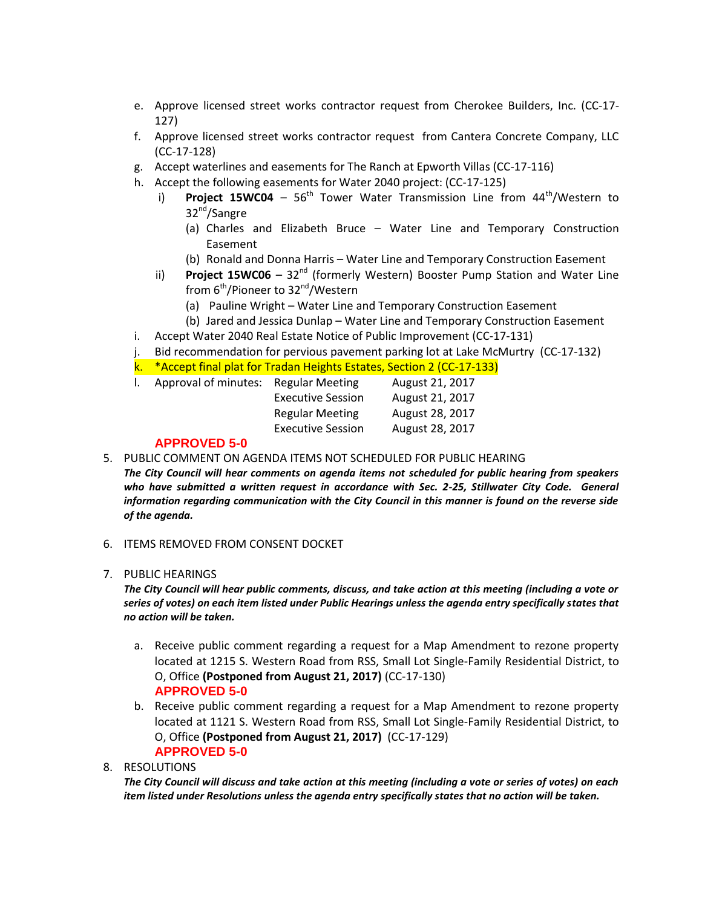e. Approve licensed street works contractor request from Cherokee Builders, Inc. (CC-17-127)
f. Approve licensed street works contractor request from Cantera Concrete Company, LLC (CC-17-128)
g. Accept waterlines and easements for The Ranch at Epworth Villas (CC-17-116)
h. Accept the following easements for Water 2040 project: (CC-17-125)
   i) **Project 15WC04** – 56th Tower Water Transmission Line from 44th/Western to 32nd/Sangre
      (a) Charles and Elizabeth Bruce – Water Line and Temporary Construction Easement
      (b) Ronald and Donna Harris – Water Line and Temporary Construction Easement
   ii) **Project 15WC06** – 32nd (formerly Western) Booster Pump Station and Water Line from 6th/Pioneer to 32nd/Western
      (a) Pauline Wright – Water Line and Temporary Construction Easement
      (b) Jared and Jessica Dunlap – Water Line and Temporary Construction Easement
i. Accept Water 2040 Real Estate Notice of Public Improvement (CC-17-131)
j. Bid recommendation for pervious pavement parking lot at Lake McMurtry (CC-17-132)
k. *Accept final plat for Tradan Heights Estates, Section 2 (CC-17-133)
l. Approval of minutes:

| | |
|---|---|
| Regular Meeting | August 21, 2017 |
| Executive Session | August 21, 2017 |
| Regular Meeting | August 28, 2017 |
| Executive Session | August 28, 2017 |

**APPROVED 5-0**

5. PUBLIC COMMENT ON AGENDA ITEMS NOT SCHEDULED FOR PUBLIC HEARING

   ***The City Council will hear comments on agenda items not scheduled for public hearing from speakers who have submitted a written request in accordance with Sec. 2-25, Stillwater City Code. General information regarding communication with the City Council in this manner is found on the reverse side of the agenda.***

6. ITEMS REMOVED FROM CONSENT DOCKET

7. PUBLIC HEARINGS

   ***The City Council will hear public comments, discuss, and take action at this meeting (including a vote or series of votes) on each item listed under Public Hearings unless the agenda entry specifically states that no action will be taken.***

   a. Receive public comment regarding a request for a Map Amendment to rezone property located at 1215 S. Western Road from RSS, Small Lot Single-Family Residential District, to O, Office **(Postponed from August 21, 2017)** (CC-17-130)
      **APPROVED 5-0**
   b. Receive public comment regarding a request for a Map Amendment to rezone property located at 1121 S. Western Road from RSS, Small Lot Single-Family Residential District, to O, Office **(Postponed from August 21, 2017)** (CC-17-129)
      **APPROVED 5-0**

8. RESOLUTIONS

   ***The City Council will discuss and take action at this meeting (including a vote or series of votes) on each item listed under Resolutions unless the agenda entry specifically states that no action will be taken.***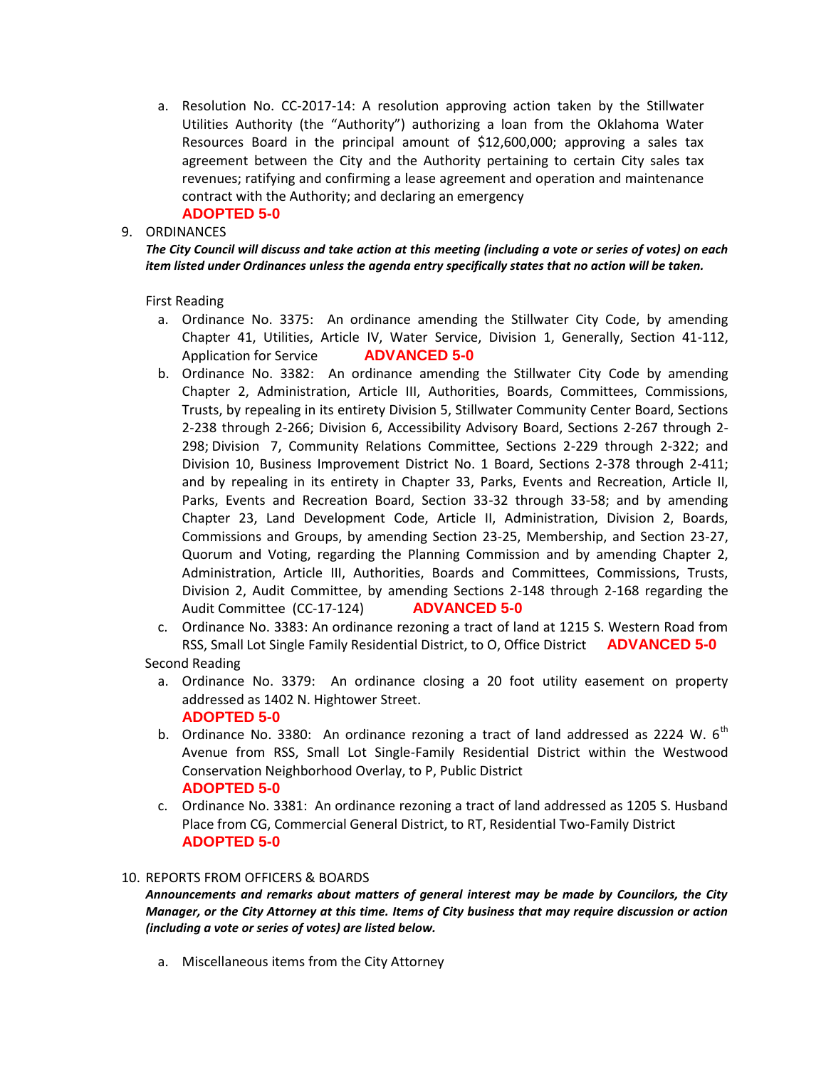a. Resolution No. CC-2017-14: A resolution approving action taken by the Stillwater Utilities Authority (the "Authority") authorizing a loan from the Oklahoma Water Resources Board in the principal amount of $12,600,000; approving a sales tax agreement between the City and the Authority pertaining to certain City sales tax revenues; ratifying and confirming a lease agreement and operation and maintenance contract with the Authority; and declaring an emergency
**ADOPTED 5-0**

9. ORDINANCES

***The City Council will discuss and take action at this meeting (including a vote or series of votes) on each item listed under Ordinances unless the agenda entry specifically states that no action will be taken.***

First Reading

a. Ordinance No. 3375: An ordinance amending the Stillwater City Code, by amending Chapter 41, Utilities, Article IV, Water Service, Division 1, Generally, Section 41-112, Application for Service **ADVANCED 5-0**

b. Ordinance No. 3382: An ordinance amending the Stillwater City Code by amending Chapter 2, Administration, Article III, Authorities, Boards, Committees, Commissions, Trusts, by repealing in its entirety Division 5, Stillwater Community Center Board, Sections 2-238 through 2-266; Division 6, Accessibility Advisory Board, Sections 2-267 through 2-298; Division 7, Community Relations Committee, Sections 2-229 through 2-322; and Division 10, Business Improvement District No. 1 Board, Sections 2-378 through 2-411; and by repealing in its entirety in Chapter 33, Parks, Events and Recreation, Article II, Parks, Events and Recreation Board, Section 33-32 through 33-58; and by amending Chapter 23, Land Development Code, Article II, Administration, Division 2, Boards, Commissions and Groups, by amending Section 23-25, Membership, and Section 23-27, Quorum and Voting, regarding the Planning Commission and by amending Chapter 2, Administration, Article III, Authorities, Boards and Committees, Commissions, Trusts, Division 2, Audit Committee, by amending Sections 2-148 through 2-168 regarding the Audit Committee (CC-17-124) **ADVANCED 5-0**

c. Ordinance No. 3383: An ordinance rezoning a tract of land at 1215 S. Western Road from RSS, Small Lot Single Family Residential District, to O, Office District **ADVANCED 5-0**

Second Reading

a. Ordinance No. 3379: An ordinance closing a 20 foot utility easement on property addressed as 1402 N. Hightower Street.
**ADOPTED 5-0**

b. Ordinance No. 3380: An ordinance rezoning a tract of land addressed as 2224 W. 6th Avenue from RSS, Small Lot Single-Family Residential District within the Westwood Conservation Neighborhood Overlay, to P, Public District
**ADOPTED 5-0**

c. Ordinance No. 3381: An ordinance rezoning a tract of land addressed as 1205 S. Husband Place from CG, Commercial General District, to RT, Residential Two-Family District
**ADOPTED 5-0**

10. REPORTS FROM OFFICERS & BOARDS

***Announcements and remarks about matters of general interest may be made by Councilors, the City Manager, or the City Attorney at this time. Items of City business that may require discussion or action (including a vote or series of votes) are listed below.***

a. Miscellaneous items from the City Attorney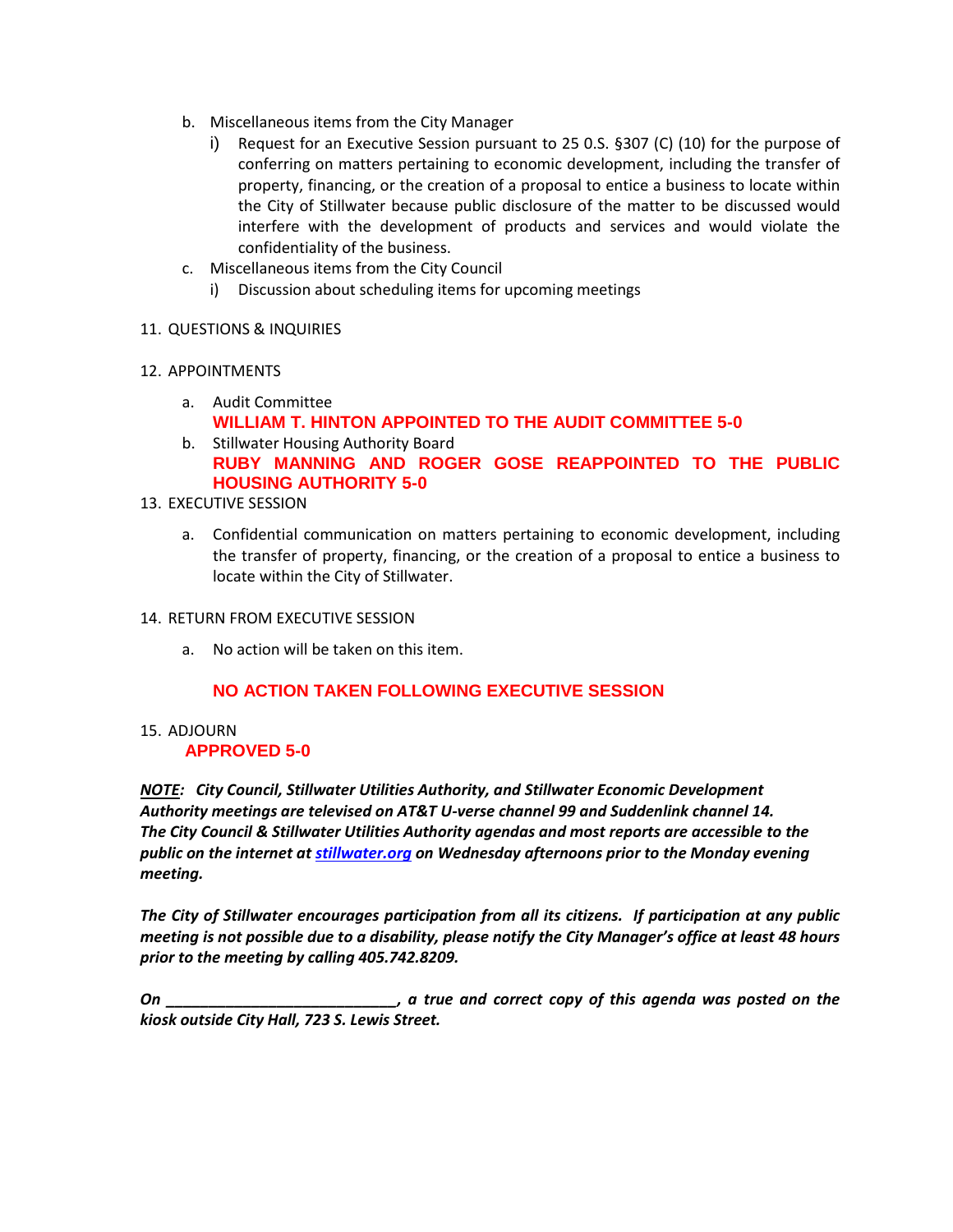b. Miscellaneous items from the City Manager
   i) Request for an Executive Session pursuant to 25 0.S. §307 (C) (10) for the purpose of conferring on matters pertaining to economic development, including the transfer of property, financing, or the creation of a proposal to entice a business to locate within the City of Stillwater because public disclosure of the matter to be discussed would interfere with the development of products and services and would violate the confidentiality of the business.

c. Miscellaneous items from the City Council
   i) Discussion about scheduling items for upcoming meetings

11. QUESTIONS & INQUIRIES

12. APPOINTMENTS

   a. Audit Committee
      **WILLIAM T. HINTON APPOINTED TO THE AUDIT COMMITTEE 5-0**
   b. Stillwater Housing Authority Board
      **RUBY MANNING AND ROGER GOSE REAPPOINTED TO THE PUBLIC HOUSING AUTHORITY 5-0**

13. EXECUTIVE SESSION

   a. Confidential communication on matters pertaining to economic development, including the transfer of property, financing, or the creation of a proposal to entice a business to locate within the City of Stillwater.

14. RETURN FROM EXECUTIVE SESSION

   a. No action will be taken on this item.

   **NO ACTION TAKEN FOLLOWING EXECUTIVE SESSION**

15. ADJOURN
   **APPROVED 5-0**

***NOTE*: City Council, Stillwater Utilities Authority, and Stillwater Economic Development Authority meetings are televised on AT&T U-verse channel 99 and Suddenlink channel 14. The City Council & Stillwater Utilities Authority agendas and most reports are accessible to the public on the internet at stillwater.org on Wednesday afternoons prior to the Monday evening meeting.***

***The City of Stillwater encourages participation from all its citizens. If participation at any public meeting is not possible due to a disability, please notify the City Manager's office at least 48 hours prior to the meeting by calling 405.742.8209.***

***On ___________________________, a true and correct copy of this agenda was posted on the kiosk outside City Hall, 723 S. Lewis Street.***